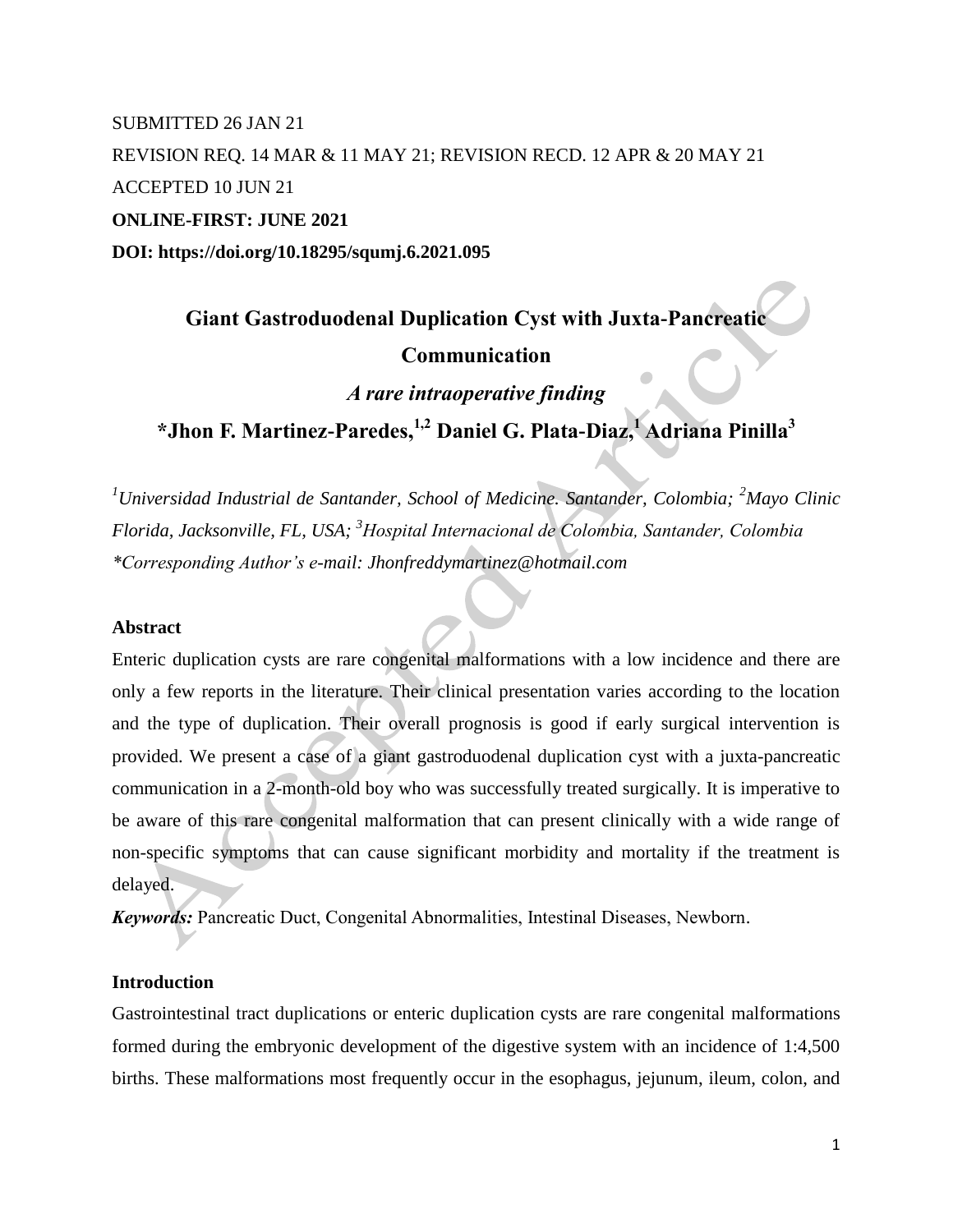SUBMITTED 26 JAN 21

REVISION REQ. 14 MAR & 11 MAY 21; REVISION RECD. 12 APR & 20 MAY 21

ACCEPTED 10 JUN 21

**ONLINE-FIRST: JUNE 2021**

**DOI: https://doi.org/10.18295/squmj.6.2021.095**

# Giant Gastroduodenal Duplication Cyst with Juxta-Pancreatic Communication

## *A rare intraoperative finding*

**\*Jhon F. Martinez-Paredes,[1,2] Daniel G. Plata-Diaz,[1] Adriana Pinilla[3]**

*[1]Universidad Industrial de Santander, School of Medicine. Santander, Colombia; [2]Mayo Clinic Florida, Jacksonville, FL, USA; [3]Hospital Internacional de Colombia, Santander, Colombia*
*\*Corresponding Author's e-mail: Jhonfreddymartinez@hotmail.com*

### Abstract

Enteric duplication cysts are rare congenital malformations with a low incidence and there are only a few reports in the literature. Their clinical presentation varies according to the location and the type of duplication. Their overall prognosis is good if early surgical intervention is provided. We present a case of a giant gastroduodenal duplication cyst with a juxta-pancreatic communication in a 2-month-old boy who was successfully treated surgically. It is imperative to be aware of this rare congenital malformation that can present clinically with a wide range of non-specific symptoms that can cause significant morbidity and mortality if the treatment is delayed.

***Keywords:*** Pancreatic Duct, Congenital Abnormalities, Intestinal Diseases, Newborn.

### Introduction

Gastrointestinal tract duplications or enteric duplication cysts are rare congenital malformations formed during the embryonic development of the digestive system with an incidence of 1:4,500 births. These malformations most frequently occur in the esophagus, jejunum, ileum, colon, and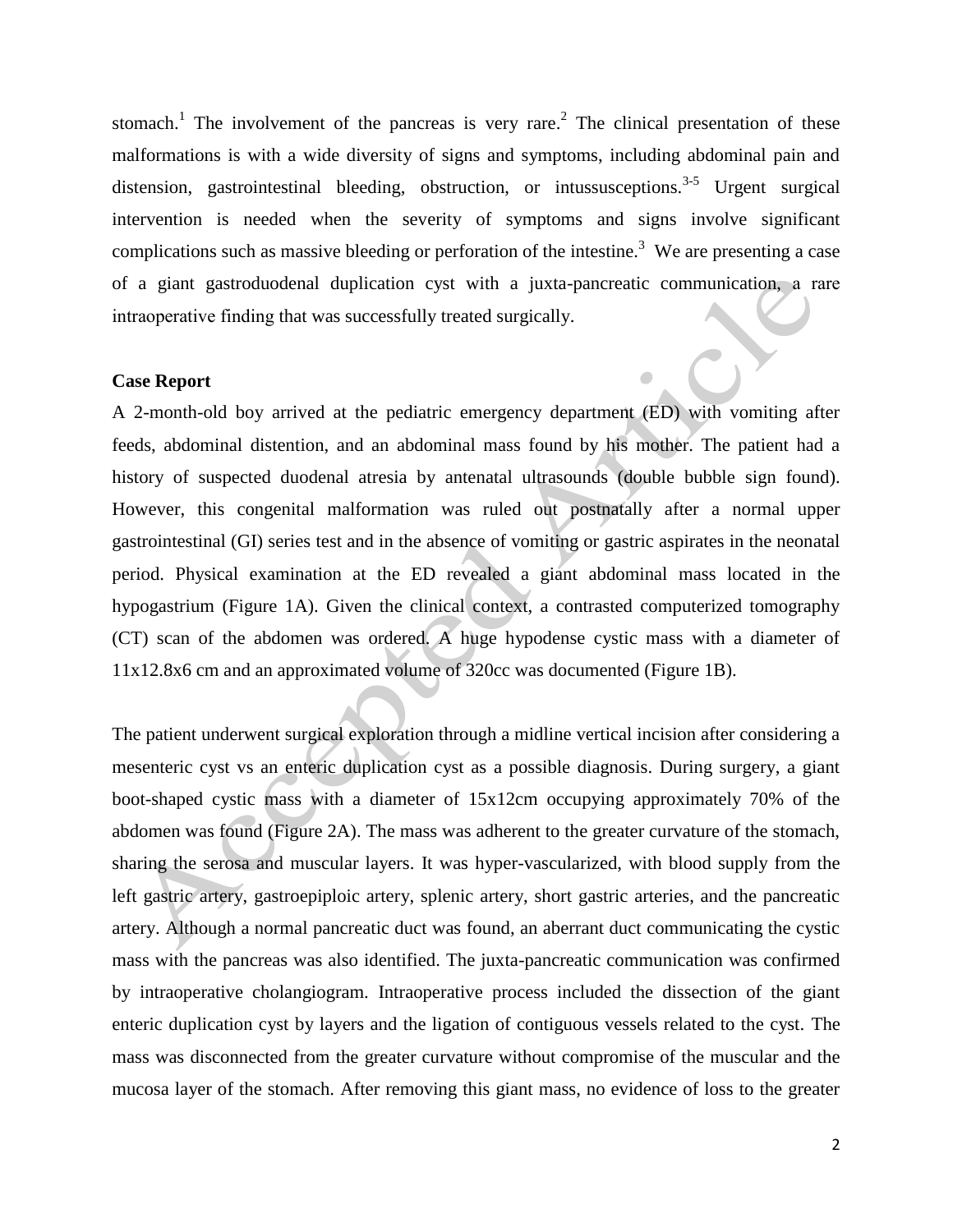stomach.[1] The involvement of the pancreas is very rare.[2] The clinical presentation of these malformations is with a wide diversity of signs and symptoms, including abdominal pain and distension, gastrointestinal bleeding, obstruction, or intussusceptions.[3-5] Urgent surgical intervention is needed when the severity of symptoms and signs involve significant complications such as massive bleeding or perforation of the intestine.[3] We are presenting a case of a giant gastroduodenal duplication cyst with a juxta-pancreatic communication, a rare intraoperative finding that was successfully treated surgically.

**Case Report**

A 2-month-old boy arrived at the pediatric emergency department (ED) with vomiting after feeds, abdominal distention, and an abdominal mass found by his mother. The patient had a history of suspected duodenal atresia by antenatal ultrasounds (double bubble sign found). However, this congenital malformation was ruled out postnatally after a normal upper gastrointestinal (GI) series test and in the absence of vomiting or gastric aspirates in the neonatal period. Physical examination at the ED revealed a giant abdominal mass located in the hypogastrium (Figure 1A). Given the clinical context, a contrasted computerized tomography (CT) scan of the abdomen was ordered. A huge hypodense cystic mass with a diameter of 11x12.8x6 cm and an approximated volume of 320cc was documented (Figure 1B).

The patient underwent surgical exploration through a midline vertical incision after considering a mesenteric cyst vs an enteric duplication cyst as a possible diagnosis. During surgery, a giant boot-shaped cystic mass with a diameter of 15x12cm occupying approximately 70% of the abdomen was found (Figure 2A). The mass was adherent to the greater curvature of the stomach, sharing the serosa and muscular layers. It was hyper-vascularized, with blood supply from the left gastric artery, gastroepiploic artery, splenic artery, short gastric arteries, and the pancreatic artery. Although a normal pancreatic duct was found, an aberrant duct communicating the cystic mass with the pancreas was also identified. The juxta-pancreatic communication was confirmed by intraoperative cholangiogram. Intraoperative process included the dissection of the giant enteric duplication cyst by layers and the ligation of contiguous vessels related to the cyst. The mass was disconnected from the greater curvature without compromise of the muscular and the mucosa layer of the stomach. After removing this giant mass, no evidence of loss to the greater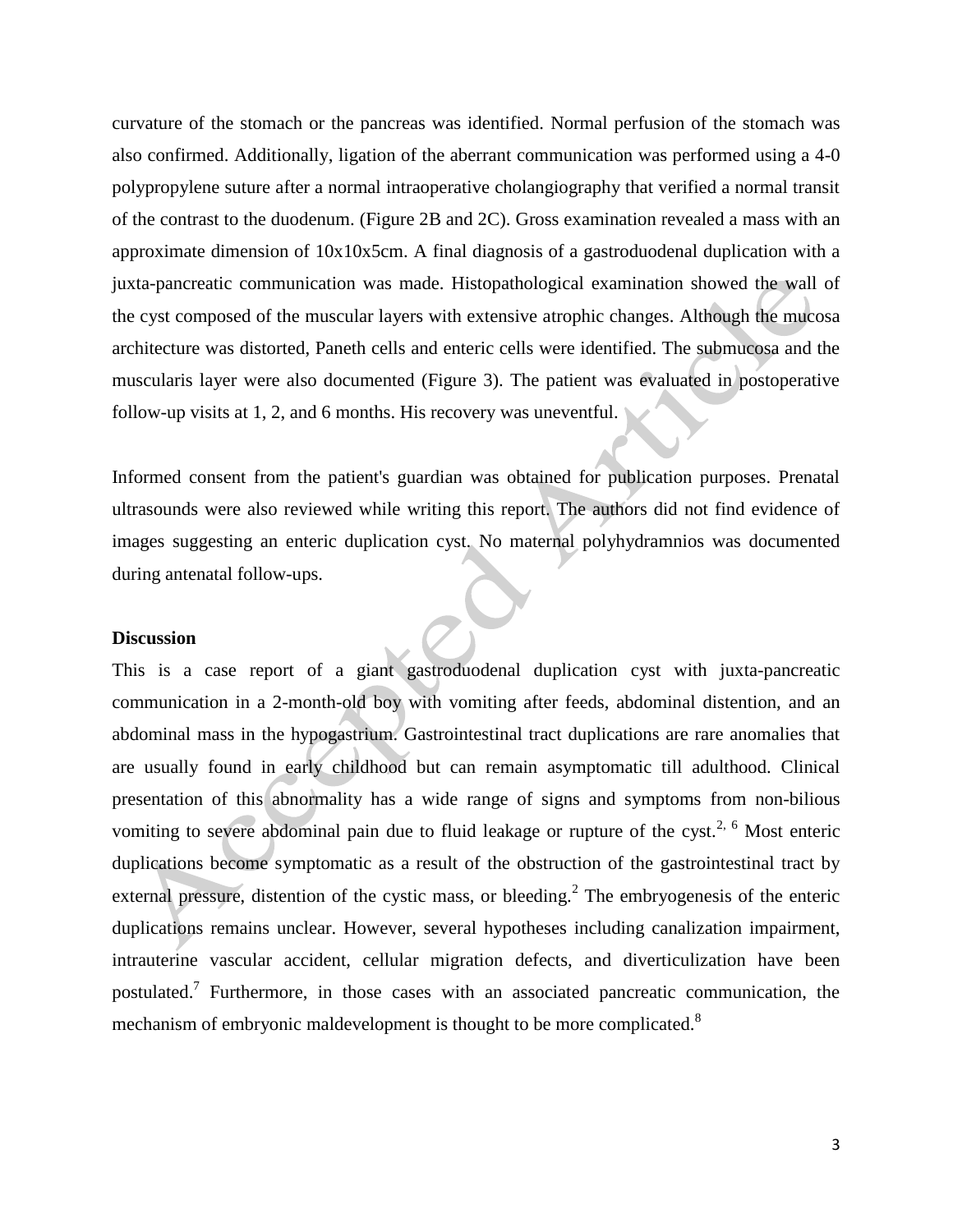curvature of the stomach or the pancreas was identified. Normal perfusion of the stomach was also confirmed. Additionally, ligation of the aberrant communication was performed using a 4-0 polypropylene suture after a normal intraoperative cholangiography that verified a normal transit of the contrast to the duodenum. (Figure 2B and 2C). Gross examination revealed a mass with an approximate dimension of 10x10x5cm. A final diagnosis of a gastroduodenal duplication with a juxta-pancreatic communication was made. Histopathological examination showed the wall of the cyst composed of the muscular layers with extensive atrophic changes. Although the mucosa architecture was distorted, Paneth cells and enteric cells were identified. The submucosa and the muscularis layer were also documented (Figure 3). The patient was evaluated in postoperative follow-up visits at 1, 2, and 6 months. His recovery was uneventful.

Informed consent from the patient's guardian was obtained for publication purposes. Prenatal ultrasounds were also reviewed while writing this report. The authors did not find evidence of images suggesting an enteric duplication cyst. No maternal polyhydramnios was documented during antenatal follow-ups.

**Discussion**

This is a case report of a giant gastroduodenal duplication cyst with juxta-pancreatic communication in a 2-month-old boy with vomiting after feeds, abdominal distention, and an abdominal mass in the hypogastrium. Gastrointestinal tract duplications are rare anomalies that are usually found in early childhood but can remain asymptomatic till adulthood. Clinical presentation of this abnormality has a wide range of signs and symptoms from non-bilious vomiting to severe abdominal pain due to fluid leakage or rupture of the cyst.[2, 6] Most enteric duplications become symptomatic as a result of the obstruction of the gastrointestinal tract by external pressure, distention of the cystic mass, or bleeding.[2] The embryogenesis of the enteric duplications remains unclear. However, several hypotheses including canalization impairment, intrauterine vascular accident, cellular migration defects, and diverticulization have been postulated.[7] Furthermore, in those cases with an associated pancreatic communication, the mechanism of embryonic maldevelopment is thought to be more complicated.[8]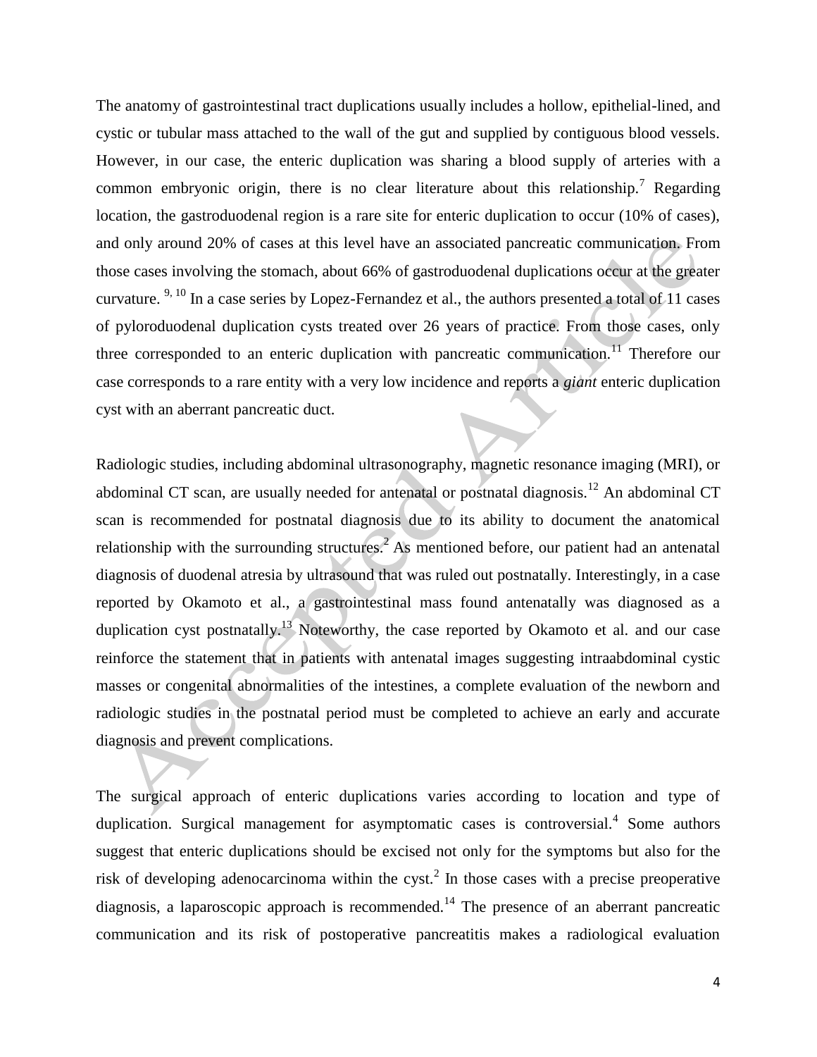The anatomy of gastrointestinal tract duplications usually includes a hollow, epithelial-lined, and cystic or tubular mass attached to the wall of the gut and supplied by contiguous blood vessels. However, in our case, the enteric duplication was sharing a blood supply of arteries with a common embryonic origin, there is no clear literature about this relationship.[7] Regarding location, the gastroduodenal region is a rare site for enteric duplication to occur (10% of cases), and only around 20% of cases at this level have an associated pancreatic communication. From those cases involving the stomach, about 66% of gastroduodenal duplications occur at the greater curvature.[9, 10] In a case series by Lopez-Fernandez et al., the authors presented a total of 11 cases of pyloroduodenal duplication cysts treated over 26 years of practice. From those cases, only three corresponded to an enteric duplication with pancreatic communication.[11] Therefore our case corresponds to a rare entity with a very low incidence and reports a *giant* enteric duplication cyst with an aberrant pancreatic duct.

Radiologic studies, including abdominal ultrasonography, magnetic resonance imaging (MRI), or abdominal CT scan, are usually needed for antenatal or postnatal diagnosis.[12] An abdominal CT scan is recommended for postnatal diagnosis due to its ability to document the anatomical relationship with the surrounding structures.[2] As mentioned before, our patient had an antenatal diagnosis of duodenal atresia by ultrasound that was ruled out postnatally. Interestingly, in a case reported by Okamoto et al., a gastrointestinal mass found antenatally was diagnosed as a duplication cyst postnatally.[13] Noteworthy, the case reported by Okamoto et al. and our case reinforce the statement that in patients with antenatal images suggesting intraabdominal cystic masses or congenital abnormalities of the intestines, a complete evaluation of the newborn and radiologic studies in the postnatal period must be completed to achieve an early and accurate diagnosis and prevent complications.

The surgical approach of enteric duplications varies according to location and type of duplication. Surgical management for asymptomatic cases is controversial.[4] Some authors suggest that enteric duplications should be excised not only for the symptoms but also for the risk of developing adenocarcinoma within the cyst.[2] In those cases with a precise preoperative diagnosis, a laparoscopic approach is recommended.[14] The presence of an aberrant pancreatic communication and its risk of postoperative pancreatitis makes a radiological evaluation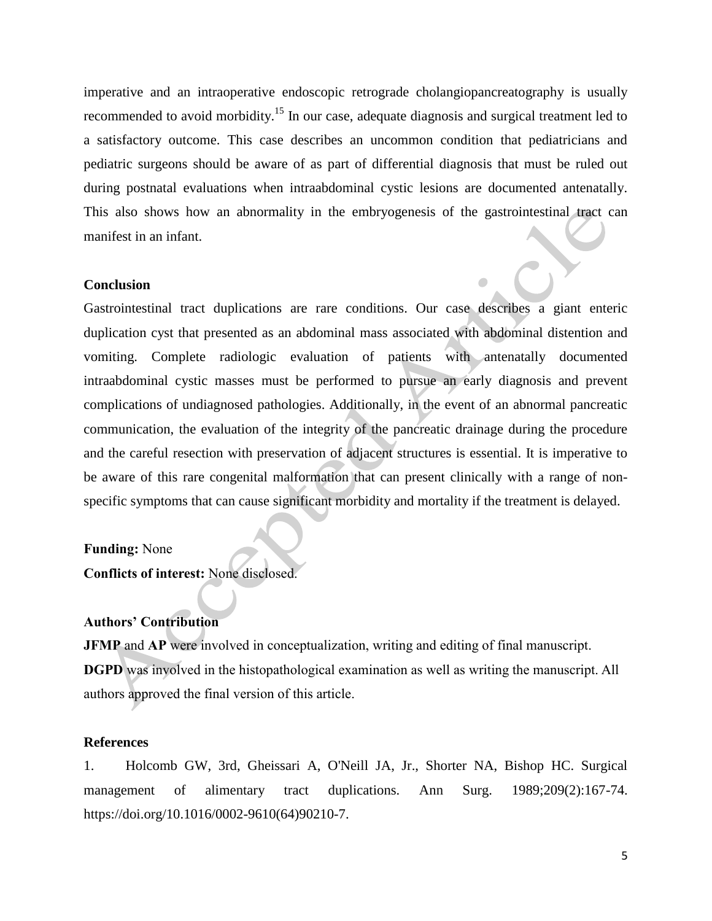imperative and an intraoperative endoscopic retrograde cholangiopancreatography is usually recommended to avoid morbidity.[15] In our case, adequate diagnosis and surgical treatment led to a satisfactory outcome. This case describes an uncommon condition that pediatricians and pediatric surgeons should be aware of as part of differential diagnosis that must be ruled out during postnatal evaluations when intraabdominal cystic lesions are documented antenatally. This also shows how an abnormality in the embryogenesis of the gastrointestinal tract can manifest in an infant.

## Conclusion

Gastrointestinal tract duplications are rare conditions. Our case describes a giant enteric duplication cyst that presented as an abdominal mass associated with abdominal distention and vomiting. Complete radiologic evaluation of patients with antenatally documented intraabdominal cystic masses must be performed to pursue an early diagnosis and prevent complications of undiagnosed pathologies. Additionally, in the event of an abnormal pancreatic communication, the evaluation of the integrity of the pancreatic drainage during the procedure and the careful resection with preservation of adjacent structures is essential. It is imperative to be aware of this rare congenital malformation that can present clinically with a range of non-specific symptoms that can cause significant morbidity and mortality if the treatment is delayed.

**Funding:** None

**Conflicts of interest:** None disclosed.

## Authors' Contribution

**JFMP** and **AP** were involved in conceptualization, writing and editing of final manuscript.
**DGPD** was involved in the histopathological examination as well as writing the manuscript. All authors approved the final version of this article.

## References

1. Holcomb GW, 3rd, Gheissari A, O'Neill JA, Jr., Shorter NA, Bishop HC. Surgical management of alimentary tract duplications. Ann Surg. 1989;209(2):167-74. https://doi.org/10.1016/0002-9610(64)90210-7.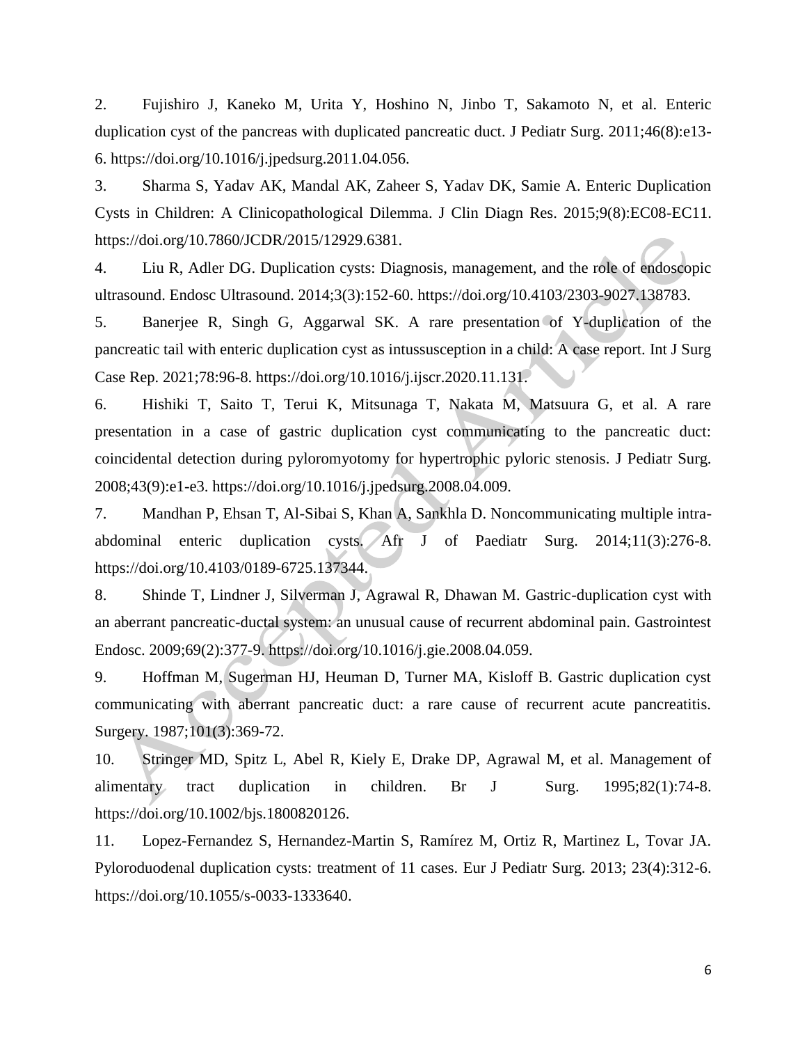2. Fujishiro J, Kaneko M, Urita Y, Hoshino N, Jinbo T, Sakamoto N, et al. Enteric duplication cyst of the pancreas with duplicated pancreatic duct. J Pediatr Surg. 2011;46(8):e13-6. https://doi.org/10.1016/j.jpedsurg.2011.04.056.

3. Sharma S, Yadav AK, Mandal AK, Zaheer S, Yadav DK, Samie A. Enteric Duplication Cysts in Children: A Clinicopathological Dilemma. J Clin Diagn Res. 2015;9(8):EC08-EC11. https://doi.org/10.7860/JCDR/2015/12929.6381.

4. Liu R, Adler DG. Duplication cysts: Diagnosis, management, and the role of endoscopic ultrasound. Endosc Ultrasound. 2014;3(3):152-60. https://doi.org/10.4103/2303-9027.138783.

5. Banerjee R, Singh G, Aggarwal SK. A rare presentation of Y-duplication of the pancreatic tail with enteric duplication cyst as intussusception in a child: A case report. Int J Surg Case Rep. 2021;78:96-8. https://doi.org/10.1016/j.ijscr.2020.11.131.

6. Hishiki T, Saito T, Terui K, Mitsunaga T, Nakata M, Matsuura G, et al. A rare presentation in a case of gastric duplication cyst communicating to the pancreatic duct: coincidental detection during pyloromyotomy for hypertrophic pyloric stenosis. J Pediatr Surg. 2008;43(9):e1-e3. https://doi.org/10.1016/j.jpedsurg.2008.04.009.

7. Mandhan P, Ehsan T, Al-Sibai S, Khan A, Sankhla D. Noncommunicating multiple intra-abdominal enteric duplication cysts. Afr J of Paediatr Surg. 2014;11(3):276-8. https://doi.org/10.4103/0189-6725.137344.

8. Shinde T, Lindner J, Silverman J, Agrawal R, Dhawan M. Gastric-duplication cyst with an aberrant pancreatic-ductal system: an unusual cause of recurrent abdominal pain. Gastrointest Endosc. 2009;69(2):377-9. https://doi.org/10.1016/j.gie.2008.04.059.

9. Hoffman M, Sugerman HJ, Heuman D, Turner MA, Kisloff B. Gastric duplication cyst communicating with aberrant pancreatic duct: a rare cause of recurrent acute pancreatitis. Surgery. 1987;101(3):369-72.

10. Stringer MD, Spitz L, Abel R, Kiely E, Drake DP, Agrawal M, et al. Management of alimentary tract duplication in children. Br J Surg. 1995;82(1):74-8. https://doi.org/10.1002/bjs.1800820126.

11. Lopez-Fernandez S, Hernandez-Martin S, Ramírez M, Ortiz R, Martinez L, Tovar JA. Pyloroduodenal duplication cysts: treatment of 11 cases. Eur J Pediatr Surg. 2013; 23(4):312-6. https://doi.org/10.1055/s-0033-1333640.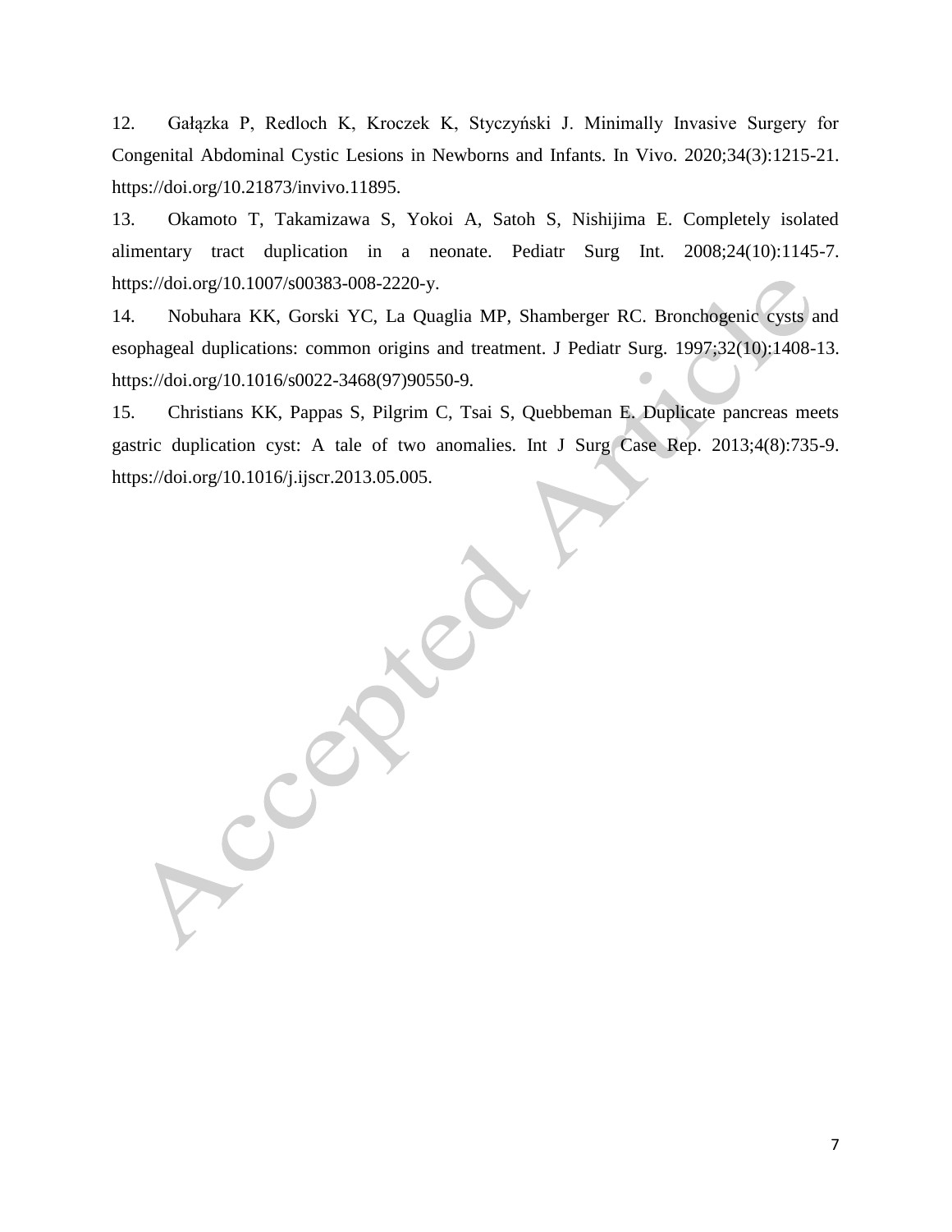12. Gałązka P, Redloch K, Kroczek K, Styczyński J. Minimally Invasive Surgery for Congenital Abdominal Cystic Lesions in Newborns and Infants. In Vivo. 2020;34(3):1215-21. https://doi.org/10.21873/invivo.11895.

13. Okamoto T, Takamizawa S, Yokoi A, Satoh S, Nishijima E. Completely isolated alimentary tract duplication in a neonate. Pediatr Surg Int. 2008;24(10):1145-7. https://doi.org/10.1007/s00383-008-2220-y.

14. Nobuhara KK, Gorski YC, La Quaglia MP, Shamberger RC. Bronchogenic cysts and esophageal duplications: common origins and treatment. J Pediatr Surg. 1997;32(10):1408-13. https://doi.org/10.1016/s0022-3468(97)90550-9.

15. Christians KK, Pappas S, Pilgrim C, Tsai S, Quebbeman E. Duplicate pancreas meets gastric duplication cyst: A tale of two anomalies. Int J Surg Case Rep. 2013;4(8):735-9. https://doi.org/10.1016/j.ijscr.2013.05.005.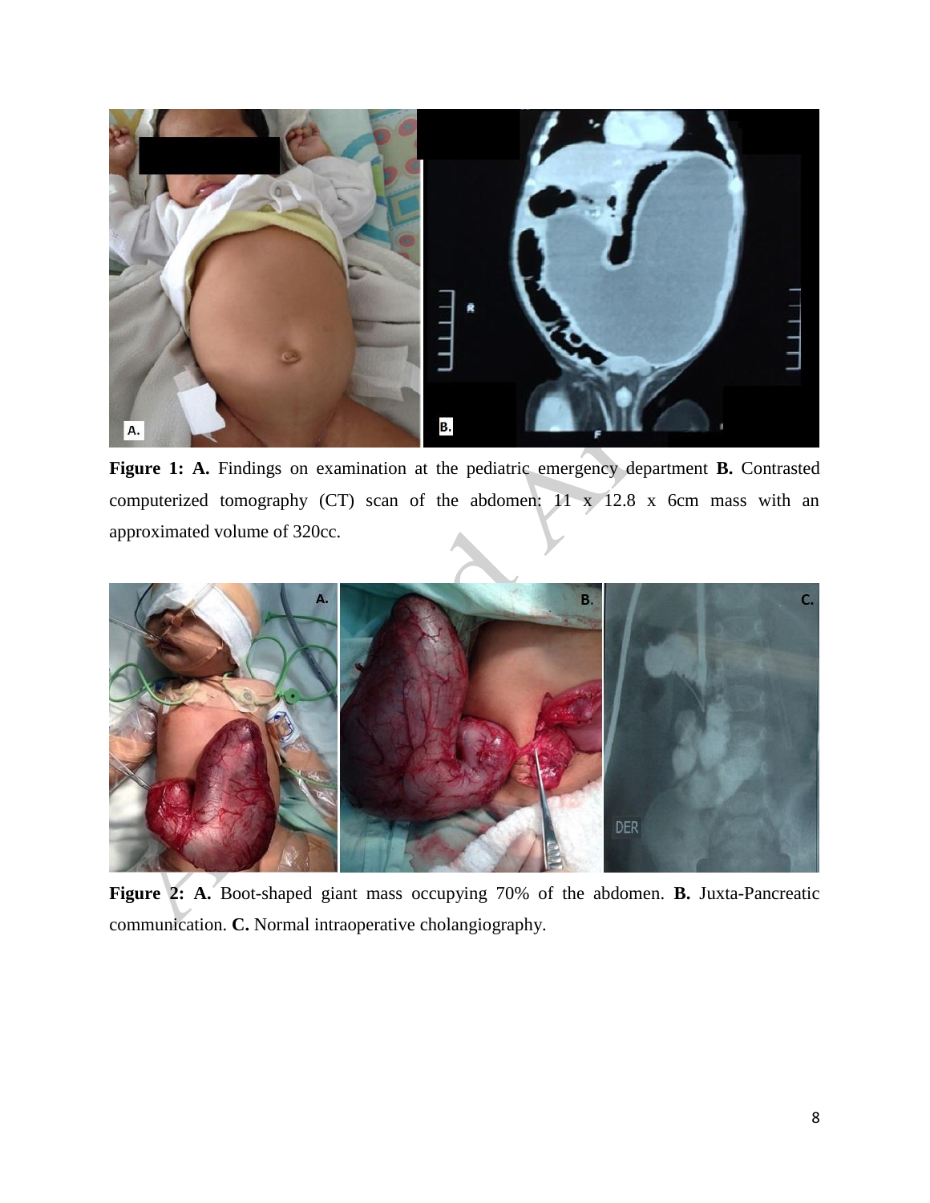**Figure 1: A.** Findings on examination at the pediatric emergency department **B.** Contrasted computerized tomography (CT) scan of the abdomen: 11 x 12.8 x 6cm mass with an approximated volume of 320cc.

**Figure 2: A.** Boot-shaped giant mass occupying 70% of the abdomen. **B.** Juxta-Pancreatic communication. **C.** Normal intraoperative cholangiography.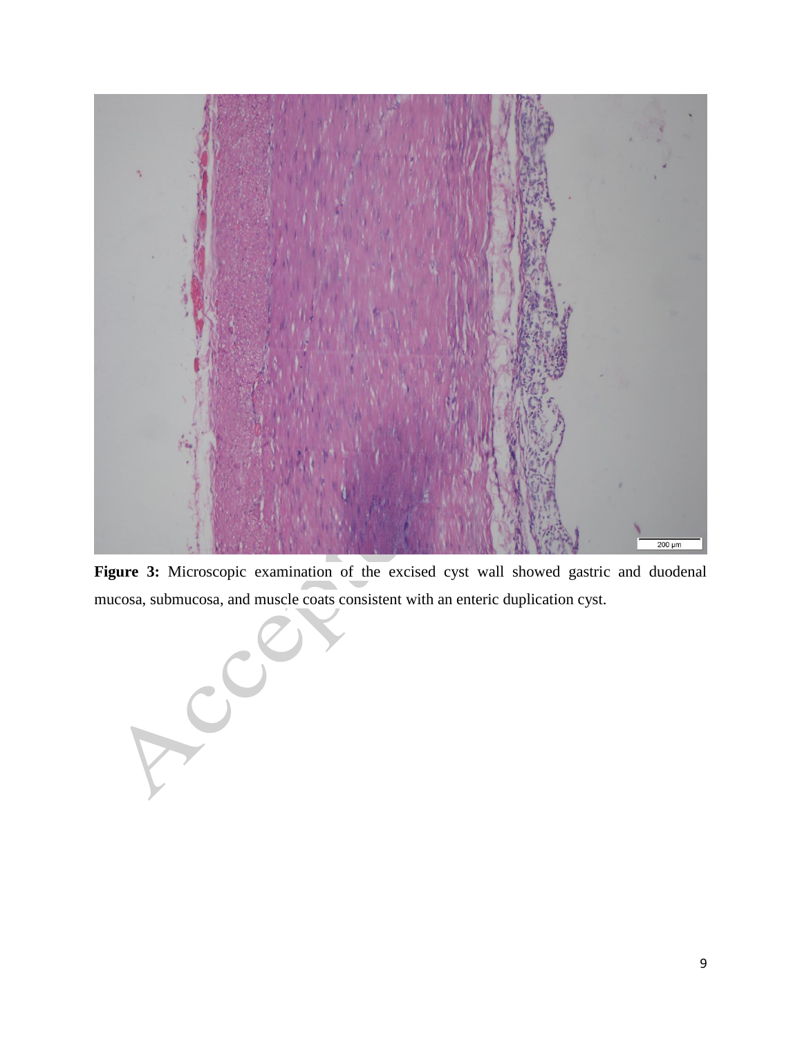**Figure 3:** Microscopic examination of the excised cyst wall showed gastric and duodenal mucosa, submucosa, and muscle coats consistent with an enteric duplication cyst.